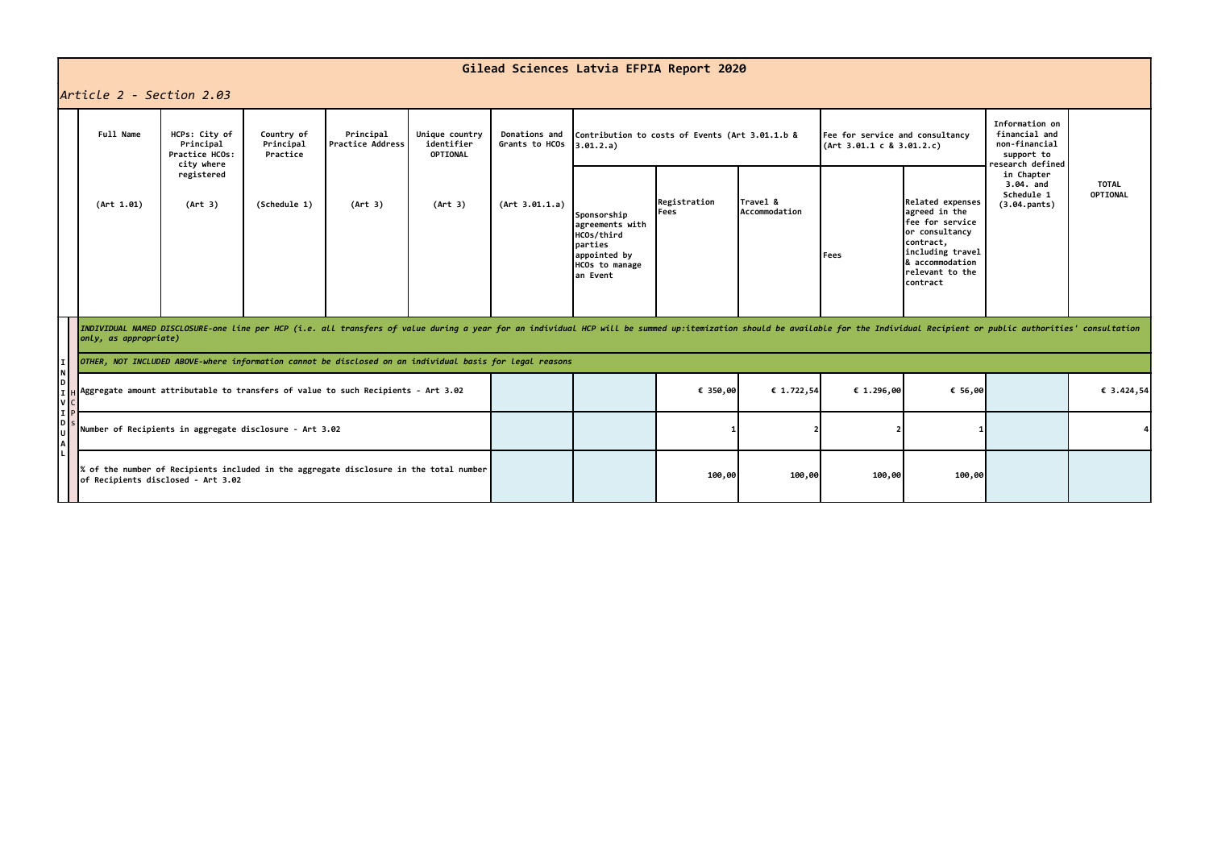# Gilead Sciences Latvia EFPIA Report 2020

*Article 2 - Section 2.03*

| | Full Name (Art 1.01) | HCPs: City of Principal Practice HCOs: city where registered (Art 3) | Country of Principal Practice (Schedule 1) | Principal Practice Address (Art 3) | Unique country identifier OPTIONAL (Art 3) | Donations and Grants to HCOs (Art 3.01.1.a) | Contribution to costs of Events (Art 3.01.1.b & 3.01.2.a) | | | Fee for service and consultancy (Art 3.01.1 c & 3.01.2.c) | | Information on financial and non-financial support to research defined in Chapter 3.04. and Schedule 1 (3.04.pants) | TOTAL OPTIONAL |
|---|---|---|---|---|---|---|---|---|---|---|---|---|---|
| | | | | | | | Sponsorship agreements with HCOs/third parties appointed by HCOs to manage an Event | Registration Fees | Travel & Accommodation | Fees | Related expenses agreed in the fee for service or consultancy contract, including travel & accommodation relevant to the contract | | |
| INDIVIDUAL HCPs | *INDIVIDUAL NAMED DISCLOSURE-one line per HCP (i.e. all transfers of value during a year for an individual HCP will be summed up:itemization should be available for the Individual Recipient or public authorities' consultation only, as appropriate)* | | | | | | | | | | | | |
| | *OTHER, NOT INCLUDED ABOVE-where information cannot be disclosed on an individual basis for legal reasons* | | | | | | | | | | | | |
| | Aggregate amount attributable to transfers of value to such Recipients - Art 3.02 | | | | | | | € 350,00 | € 1.722,54 | € 1.296,00 | € 56,00 | | € 3.424,54 |
| | Number of Recipients in aggregate disclosure - Art 3.02 | | | | | | | 1 | 2 | 2 | 1 | | 4 |
| | % of the number of Recipients included in the aggregate disclosure in the total number of Recipients disclosed - Art 3.02 | | | | | | | 100,00 | 100,00 | 100,00 | 100,00 | | |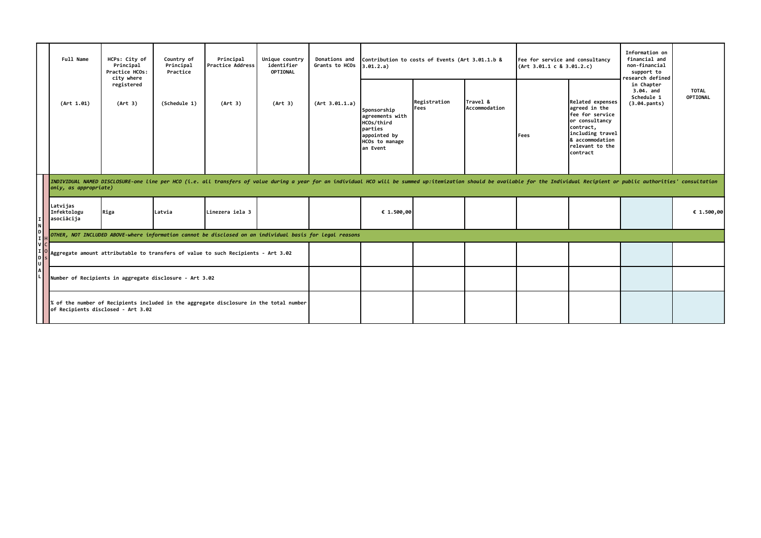| | Full Name (Art 1.01) | HCPs: City of Principal Practice HCOs: city where registered (Art 3) | Country of Principal Practice (Schedule 1) | Principal Practice Address (Art 3) | Unique country identifier OPTIONAL (Art 3) | Donations and Grants to HCOs (Art 3.01.1.a) | Contribution to costs of Events (Art 3.01.1.b & 3.01.2.a) | | | Fee for service and consultancy (Art 3.01.1 c & 3.01.2.c) | | Information on financial and non-financial support to research defined in Chapter 3.04. and Schedule 1 (3.04.pants) | TOTAL OPTIONAL |
|---|---|---|---|---|---|---|---|---|---|---|---|---|---|
| | | | | | | | Sponsorship agreements with HCOs/third parties appointed by HCOs to manage an Event | Registration Fees | Travel & Accommodation | Fees | Related expenses agreed in the fee for service or consultancy contract, including travel & accommodation relevant to the contract | | |
| INDIVIDUAL HCOs | *INDIVIDUAL NAMED DISCLOSURE-one line per HCO (i.e. all transfers of value during a year for an individual HCO will be summed up:itemization should be available for the Individual Recipient or public authorities' consultation only, as appropriate)* | | | | | | | | | | | | |
| | Latvijas Infektologu asociācija | Rīga | Latvia | Linezera iela 3 | | | € 1.500,00 | | | | | | € 1.500,00 |
| | *OTHER, NOT INCLUDED ABOVE-where information cannot be disclosed on an individual basis for legal reasons* | | | | | | | | | | | | |
| | Aggregate amount attributable to transfers of value to such Recipients - Art 3.02 | | | | | | | | | | | | |
| | Number of Recipients in aggregate disclosure - Art 3.02 | | | | | | | | | | | | |
| | % of the number of Recipients included in the aggregate disclosure in the total number of Recipients disclosed - Art 3.02 | | | | | | | | | | | | |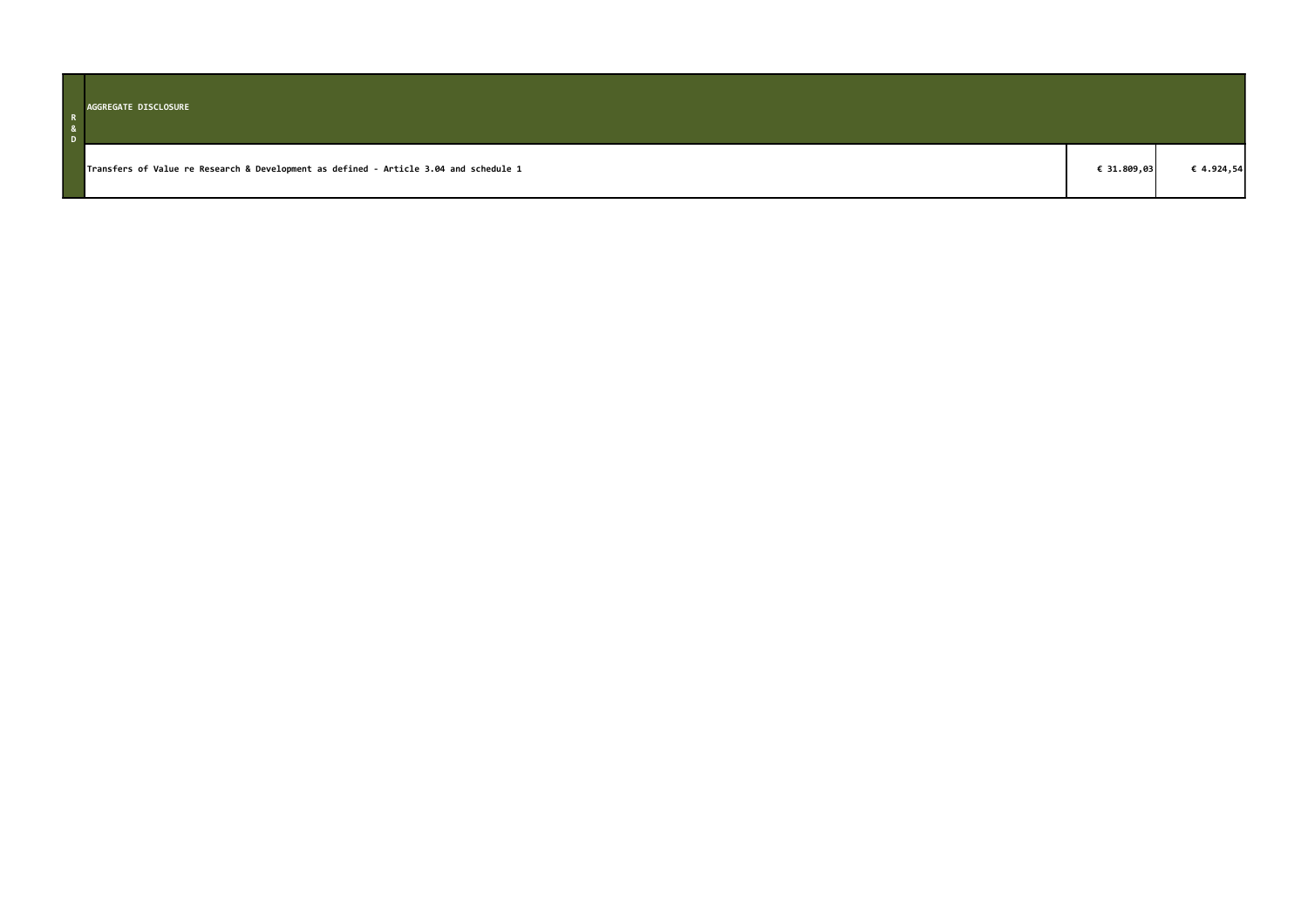| | | | |
|---|---|---|---|
| R & D | AGGREGATE DISCLOSURE | | |
| | Transfers of Value re Research & Development as defined - Article 3.04 and schedule 1 | € 31.809,03 | € 4.924,54 |